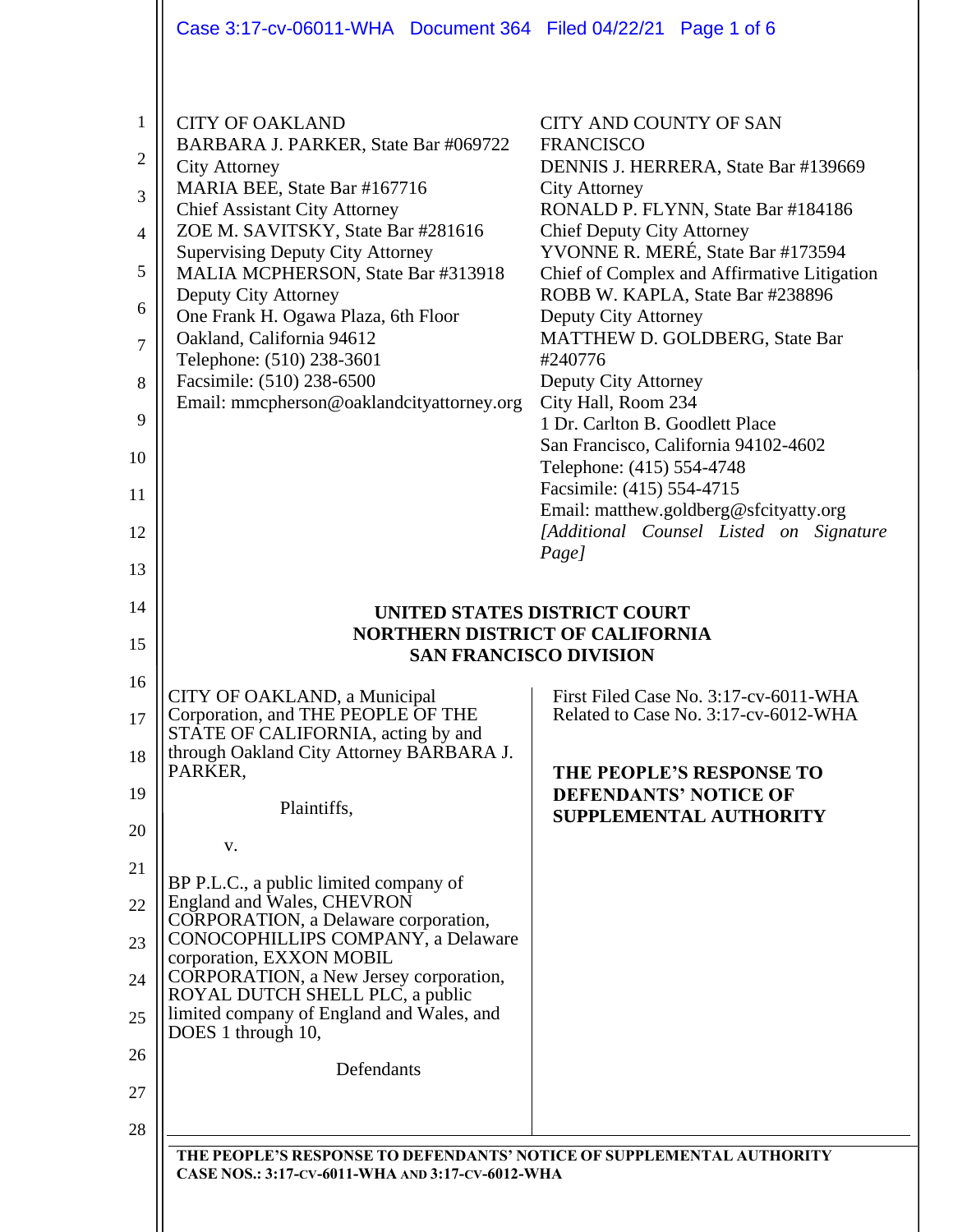CITY OF OAKLAND
BARBARA J. PARKER, State Bar #069722
City Attorney
MARIA BEE, State Bar #167716
Chief Assistant City Attorney
ZOE M. SAVITSKY, State Bar #281616
Supervising Deputy City Attorney
MALIA MCPHERSON, State Bar #313918
Deputy City Attorney
One Frank H. Ogawa Plaza, 6th Floor
Oakland, California 94612
Telephone: (510) 238-3601
Facsimile: (510) 238-6500
Email: mmcpherson@oaklandcityattorney.org

CITY AND COUNTY OF SAN FRANCISCO
DENNIS J. HERRERA, State Bar #139669
City Attorney
RONALD P. FLYNN, State Bar #184186
Chief Deputy City Attorney
YVONNE R. MERÉ, State Bar #173594
Chief of Complex and Affirmative Litigation
ROBB W. KAPLA, State Bar #238896
Deputy City Attorney
MATTHEW D. GOLDBERG, State Bar #240776
Deputy City Attorney
City Hall, Room 234
1 Dr. Carlton B. Goodlett Place
San Francisco, California 94102-4602
Telephone: (415) 554-4748
Facsimile: (415) 554-4715
Email: matthew.goldberg@sfcityatty.org
*[Additional Counsel Listed on Signature Page]*

**UNITED STATES DISTRICT COURT**
**NORTHERN DISTRICT OF CALIFORNIA**
**SAN FRANCISCO DIVISION**

CITY OF OAKLAND, a Municipal Corporation, and THE PEOPLE OF THE STATE OF CALIFORNIA, acting by and through Oakland City Attorney BARBARA J. PARKER,

Plaintiffs,

v.

BP P.L.C., a public limited company of England and Wales, CHEVRON CORPORATION, a Delaware corporation, CONOCOPHILLIPS COMPANY, a Delaware corporation, EXXON MOBIL CORPORATION, a New Jersey corporation, ROYAL DUTCH SHELL PLC, a public limited company of England and Wales, and DOES 1 through 10,

Defendants

First Filed Case No. 3:17-cv-6011-WHA
Related to Case No. 3:17-cv-6012-WHA

**THE PEOPLE'S RESPONSE TO DEFENDANTS' NOTICE OF SUPPLEMENTAL AUTHORITY**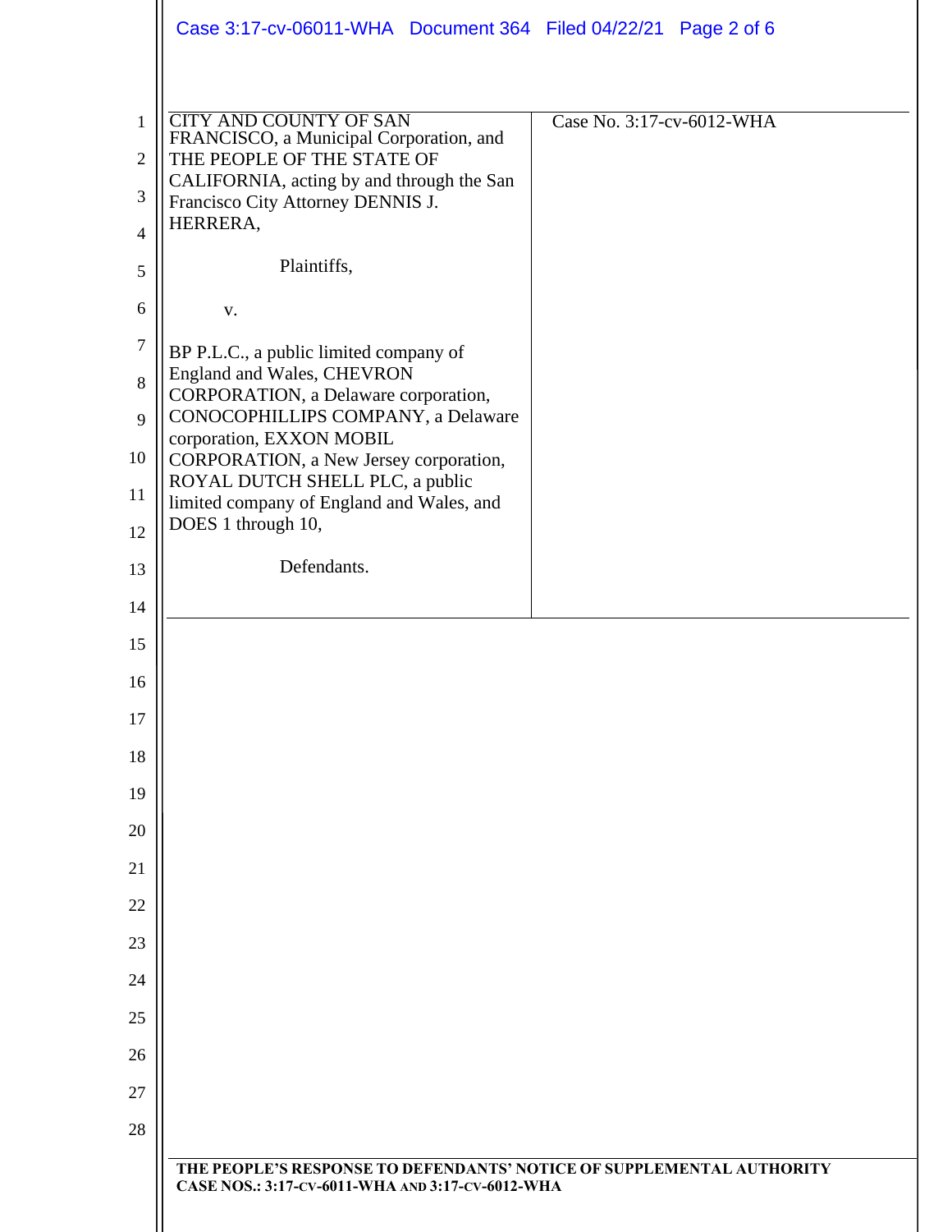| CITY AND COUNTY OF SAN FRANCISCO, a Municipal Corporation, and THE PEOPLE OF THE STATE OF CALIFORNIA, acting by and through the San Francisco City Attorney DENNIS J. HERRERA,<br><br>Plaintiffs,<br><br>v.<br><br>BP P.L.C., a public limited company of England and Wales, CHEVRON CORPORATION, a Delaware corporation, CONOCOPHILLIPS COMPANY, a Delaware corporation, EXXON MOBIL CORPORATION, a New Jersey corporation, ROYAL DUTCH SHELL PLC, a public limited company of England and Wales, and DOES 1 through 10,<br><br>Defendants. | Case No. 3:17-cv-6012-WHA |
|---|---|

**THE PEOPLE'S RESPONSE TO DEFENDANTS' NOTICE OF SUPPLEMENTAL AUTHORITY**
**CASE NOS.: 3:17-CV-6011-WHA AND 3:17-CV-6012-WHA**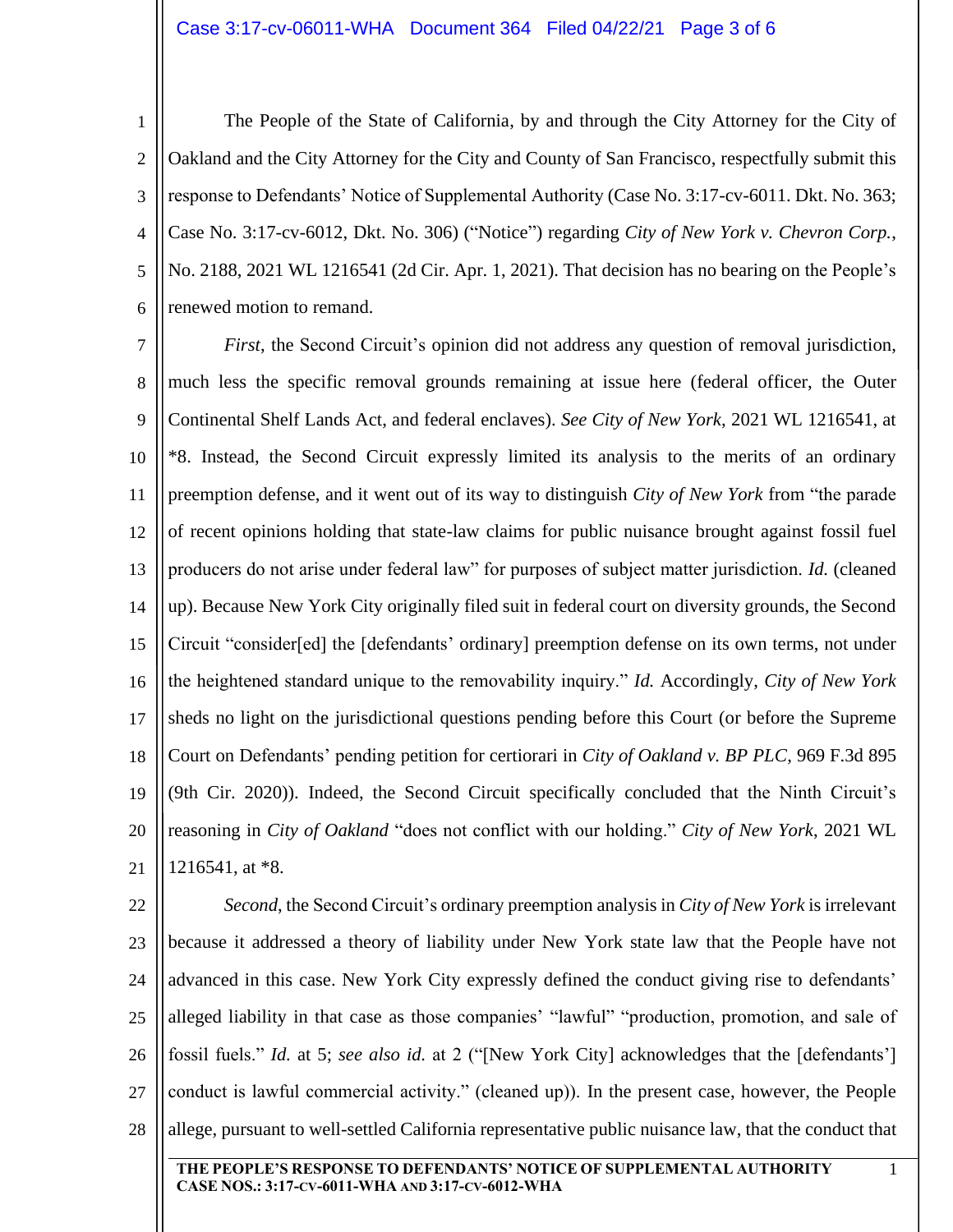The People of the State of California, by and through the City Attorney for the City of Oakland and the City Attorney for the City and County of San Francisco, respectfully submit this response to Defendants' Notice of Supplemental Authority (Case No. 3:17-cv-6011. Dkt. No. 363; Case No. 3:17-cv-6012, Dkt. No. 306) ("Notice") regarding *City of New York v. Chevron Corp.*, No. 2188, 2021 WL 1216541 (2d Cir. Apr. 1, 2021). That decision has no bearing on the People's renewed motion to remand.

*First*, the Second Circuit's opinion did not address any question of removal jurisdiction, much less the specific removal grounds remaining at issue here (federal officer, the Outer Continental Shelf Lands Act, and federal enclaves). *See City of New York*, 2021 WL 1216541, at \*8. Instead, the Second Circuit expressly limited its analysis to the merits of an ordinary preemption defense, and it went out of its way to distinguish *City of New York* from "the parade of recent opinions holding that state-law claims for public nuisance brought against fossil fuel producers do not arise under federal law" for purposes of subject matter jurisdiction. *Id.* (cleaned up). Because New York City originally filed suit in federal court on diversity grounds, the Second Circuit "consider[ed] the [defendants' ordinary] preemption defense on its own terms, not under the heightened standard unique to the removability inquiry." *Id.* Accordingly, *City of New York* sheds no light on the jurisdictional questions pending before this Court (or before the Supreme Court on Defendants' pending petition for certiorari in *City of Oakland v. BP PLC*, 969 F.3d 895 (9th Cir. 2020)). Indeed, the Second Circuit specifically concluded that the Ninth Circuit's reasoning in *City of Oakland* "does not conflict with our holding." *City of New York*, 2021 WL 1216541, at \*8.

*Second*, the Second Circuit's ordinary preemption analysis in *City of New York* is irrelevant because it addressed a theory of liability under New York state law that the People have not advanced in this case. New York City expressly defined the conduct giving rise to defendants' alleged liability in that case as those companies' "lawful" "production, promotion, and sale of fossil fuels." *Id.* at 5; *see also id.* at 2 ("[New York City] acknowledges that the [defendants'] conduct is lawful commercial activity." (cleaned up)). In the present case, however, the People allege, pursuant to well-settled California representative public nuisance law, that the conduct that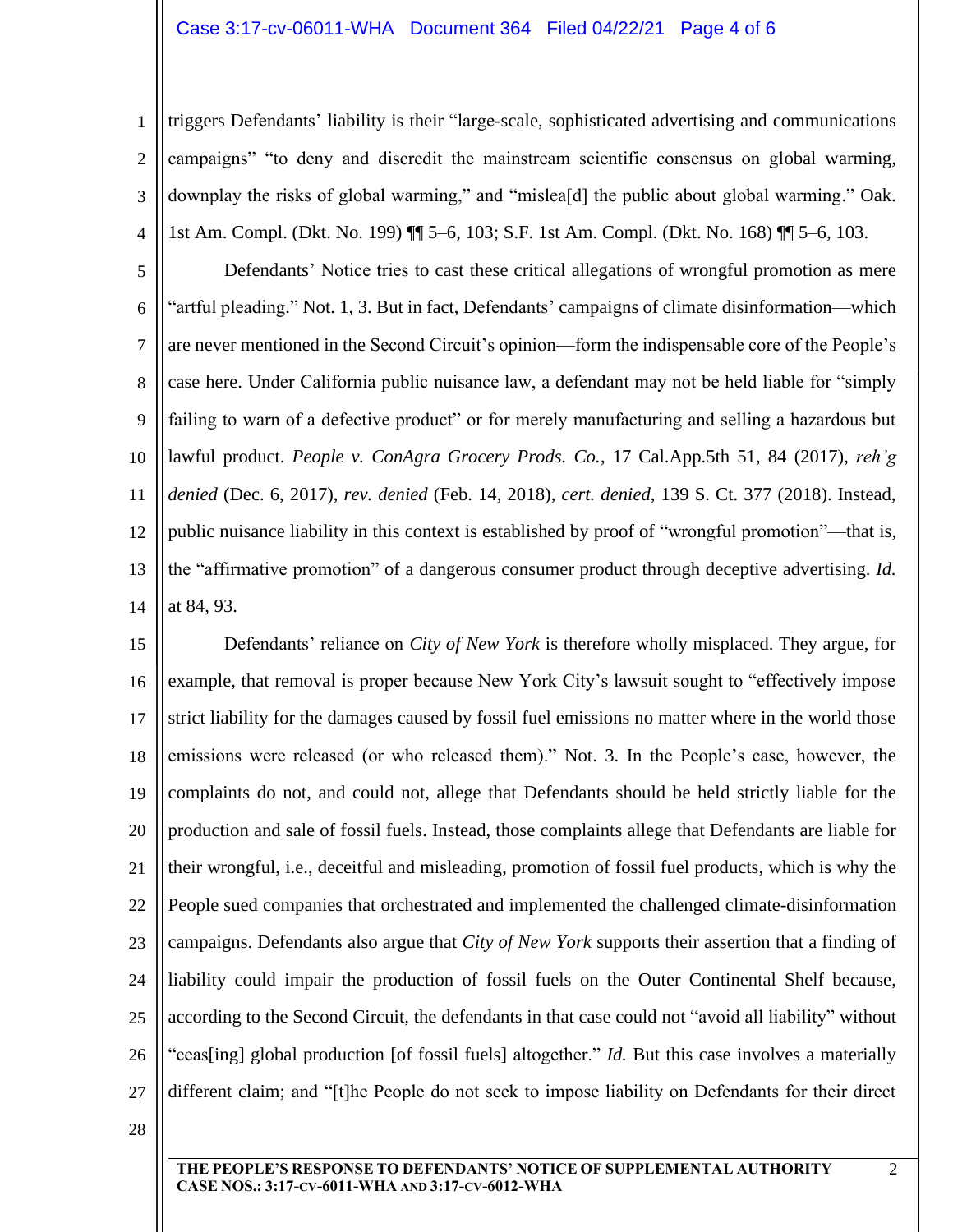triggers Defendants' liability is their "large-scale, sophisticated advertising and communications campaigns" "to deny and discredit the mainstream scientific consensus on global warming, downplay the risks of global warming," and "mislea[d] the public about global warming." Oak. 1st Am. Compl. (Dkt. No. 199) ¶¶ 5–6, 103; S.F. 1st Am. Compl. (Dkt. No. 168) ¶¶ 5–6, 103.

Defendants' Notice tries to cast these critical allegations of wrongful promotion as mere "artful pleading." Not. 1, 3. But in fact, Defendants' campaigns of climate disinformation—which are never mentioned in the Second Circuit's opinion—form the indispensable core of the People's case here. Under California public nuisance law, a defendant may not be held liable for "simply failing to warn of a defective product" or for merely manufacturing and selling a hazardous but lawful product. *People v. ConAgra Grocery Prods. Co.*, 17 Cal.App.5th 51, 84 (2017), *reh'g denied* (Dec. 6, 2017), *rev. denied* (Feb. 14, 2018), *cert. denied*, 139 S. Ct. 377 (2018). Instead, public nuisance liability in this context is established by proof of "wrongful promotion"—that is, the "affirmative promotion" of a dangerous consumer product through deceptive advertising. *Id.* at 84, 93.

Defendants' reliance on *City of New York* is therefore wholly misplaced. They argue, for example, that removal is proper because New York City's lawsuit sought to "effectively impose strict liability for the damages caused by fossil fuel emissions no matter where in the world those emissions were released (or who released them)." Not. 3. In the People's case, however, the complaints do not, and could not, allege that Defendants should be held strictly liable for the production and sale of fossil fuels. Instead, those complaints allege that Defendants are liable for their wrongful, i.e., deceitful and misleading, promotion of fossil fuel products, which is why the People sued companies that orchestrated and implemented the challenged climate-disinformation campaigns. Defendants also argue that *City of New York* supports their assertion that a finding of liability could impair the production of fossil fuels on the Outer Continental Shelf because, according to the Second Circuit, the defendants in that case could not "avoid all liability" without "ceas[ing] global production [of fossil fuels] altogether." *Id.* But this case involves a materially different claim; and "[t]he People do not seek to impose liability on Defendants for their direct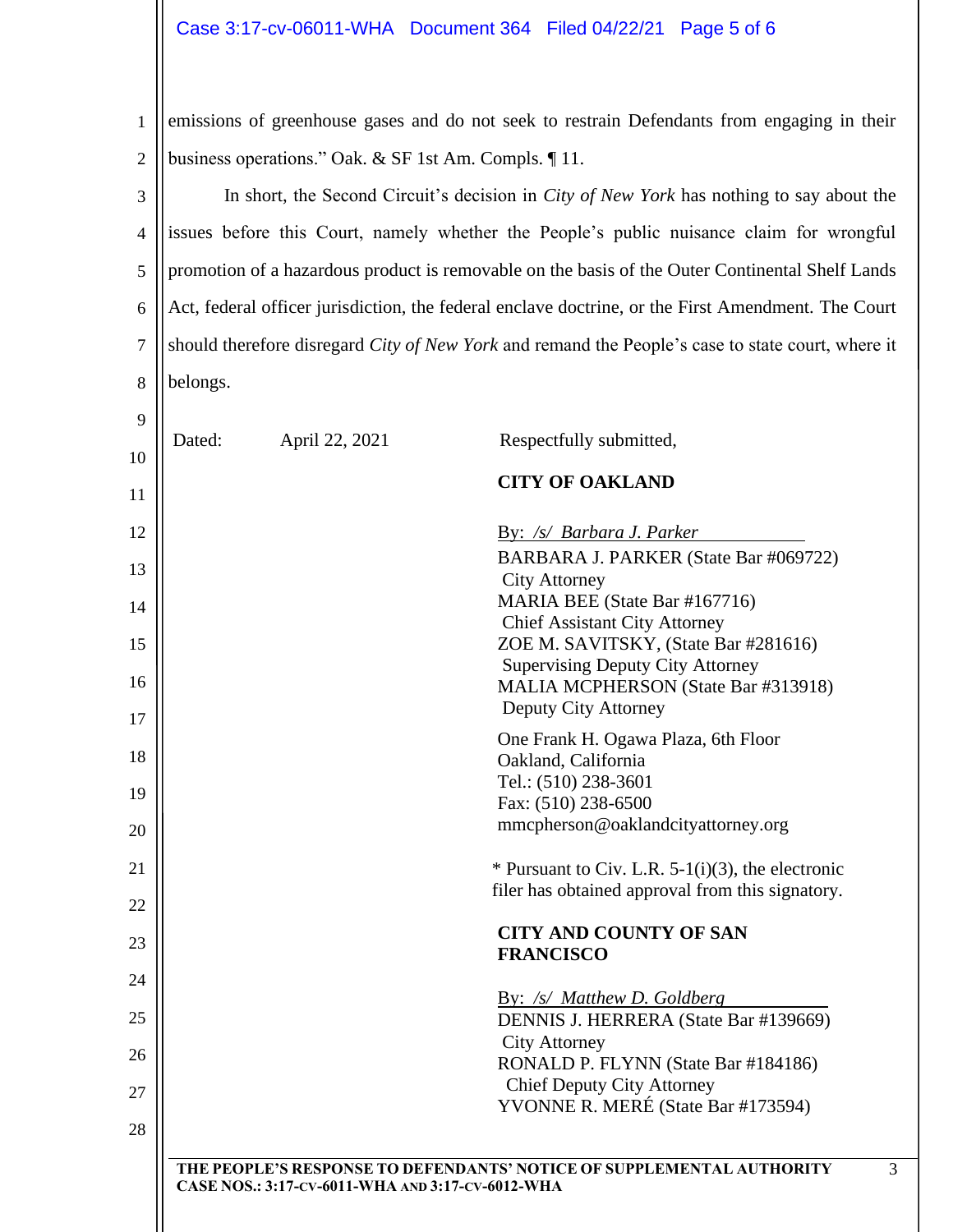emissions of greenhouse gases and do not seek to restrain Defendants from engaging in their business operations." Oak. & SF 1st Am. Compls. ¶ 11.

In short, the Second Circuit's decision in *City of New York* has nothing to say about the issues before this Court, namely whether the People's public nuisance claim for wrongful promotion of a hazardous product is removable on the basis of the Outer Continental Shelf Lands Act, federal officer jurisdiction, the federal enclave doctrine, or the First Amendment. The Court should therefore disregard *City of New York* and remand the People's case to state court, where it belongs.

Dated: April 22, 2021

Respectfully submitted,

**CITY OF OAKLAND**

By: */s/ Barbara J. Parker*
BARBARA J. PARKER (State Bar #069722)
City Attorney
MARIA BEE (State Bar #167716)
Chief Assistant City Attorney
ZOE M. SAVITSKY, (State Bar #281616)
Supervising Deputy City Attorney
MALIA MCPHERSON (State Bar #313918)
Deputy City Attorney

One Frank H. Ogawa Plaza, 6th Floor
Oakland, California
Tel.: (510) 238-3601
Fax: (510) 238-6500
mmcpherson@oaklandcityattorney.org

* Pursuant to Civ. L.R. 5-1(i)(3), the electronic filer has obtained approval from this signatory.

**CITY AND COUNTY OF SAN FRANCISCO**

By: */s/ Matthew D. Goldberg*
DENNIS J. HERRERA (State Bar #139669)
City Attorney
RONALD P. FLYNN (State Bar #184186)
Chief Deputy City Attorney
YVONNE R. MERÉ (State Bar #173594)

THE PEOPLE'S RESPONSE TO DEFENDANTS' NOTICE OF SUPPLEMENTAL AUTHORITY
CASE NOS.: 3:17-CV-6011-WHA AND 3:17-CV-6012-WHA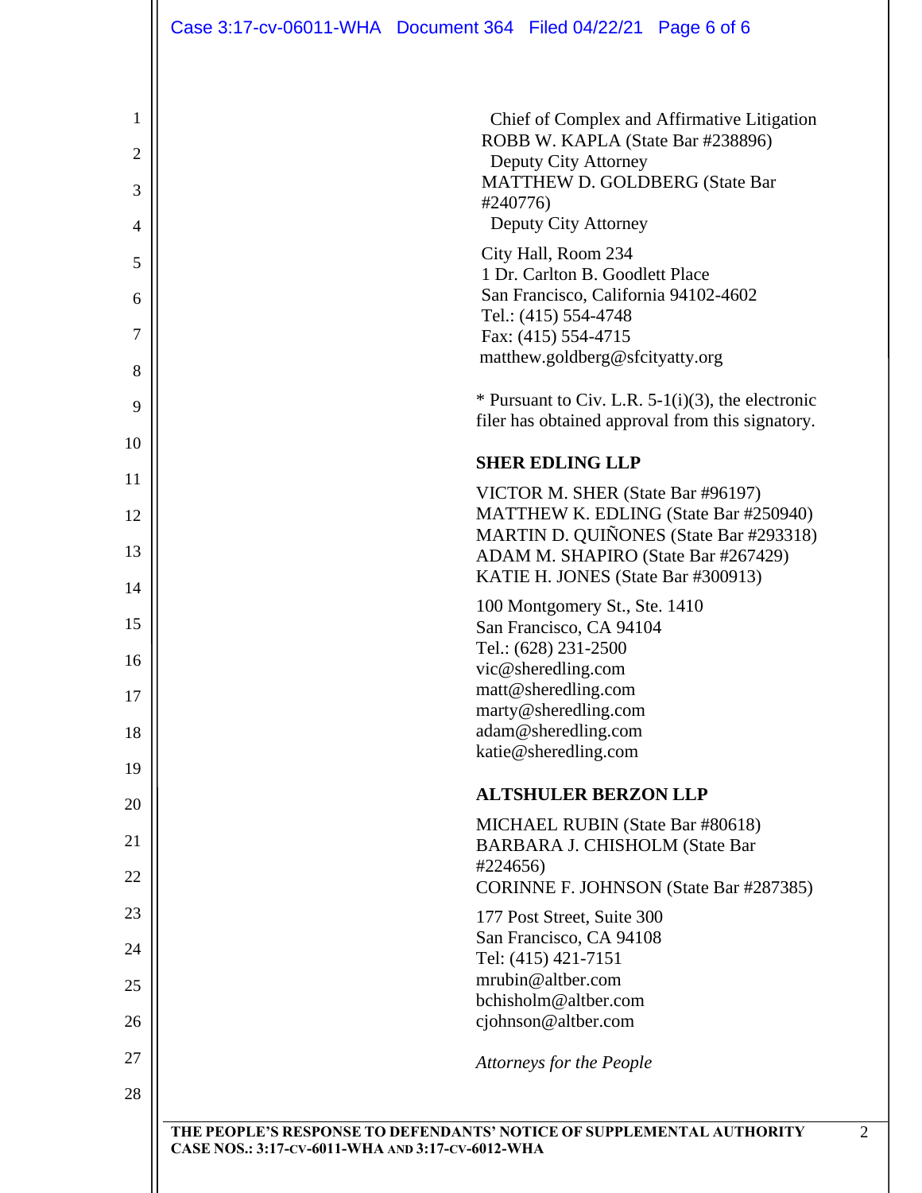Chief of Complex and Affirmative Litigation
ROBB W. KAPLA (State Bar #238896)
Deputy City Attorney
MATTHEW D. GOLDBERG (State Bar #240776)
Deputy City Attorney

City Hall, Room 234
1 Dr. Carlton B. Goodlett Place
San Francisco, California 94102-4602
Tel.: (415) 554-4748
Fax: (415) 554-4715
matthew.goldberg@sfcityatty.org

* Pursuant to Civ. L.R. 5-1(i)(3), the electronic filer has obtained approval from this signatory.

**SHER EDLING LLP**

VICTOR M. SHER (State Bar #96197)
MATTHEW K. EDLING (State Bar #250940)
MARTIN D. QUIÑONES (State Bar #293318)
ADAM M. SHAPIRO (State Bar #267429)
KATIE H. JONES (State Bar #300913)

100 Montgomery St., Ste. 1410
San Francisco, CA 94104
Tel.: (628) 231-2500
vic@sheredling.com
matt@sheredling.com
marty@sheredling.com
adam@sheredling.com
katie@sheredling.com

**ALTSHULER BERZON LLP**

MICHAEL RUBIN (State Bar #80618)
BARBARA J. CHISHOLM (State Bar #224656)
CORINNE F. JOHNSON (State Bar #287385)

177 Post Street, Suite 300
San Francisco, CA 94108
Tel: (415) 421-7151
mrubin@altber.com
bchisholm@altber.com
cjohnson@altber.com

*Attorneys for the People*